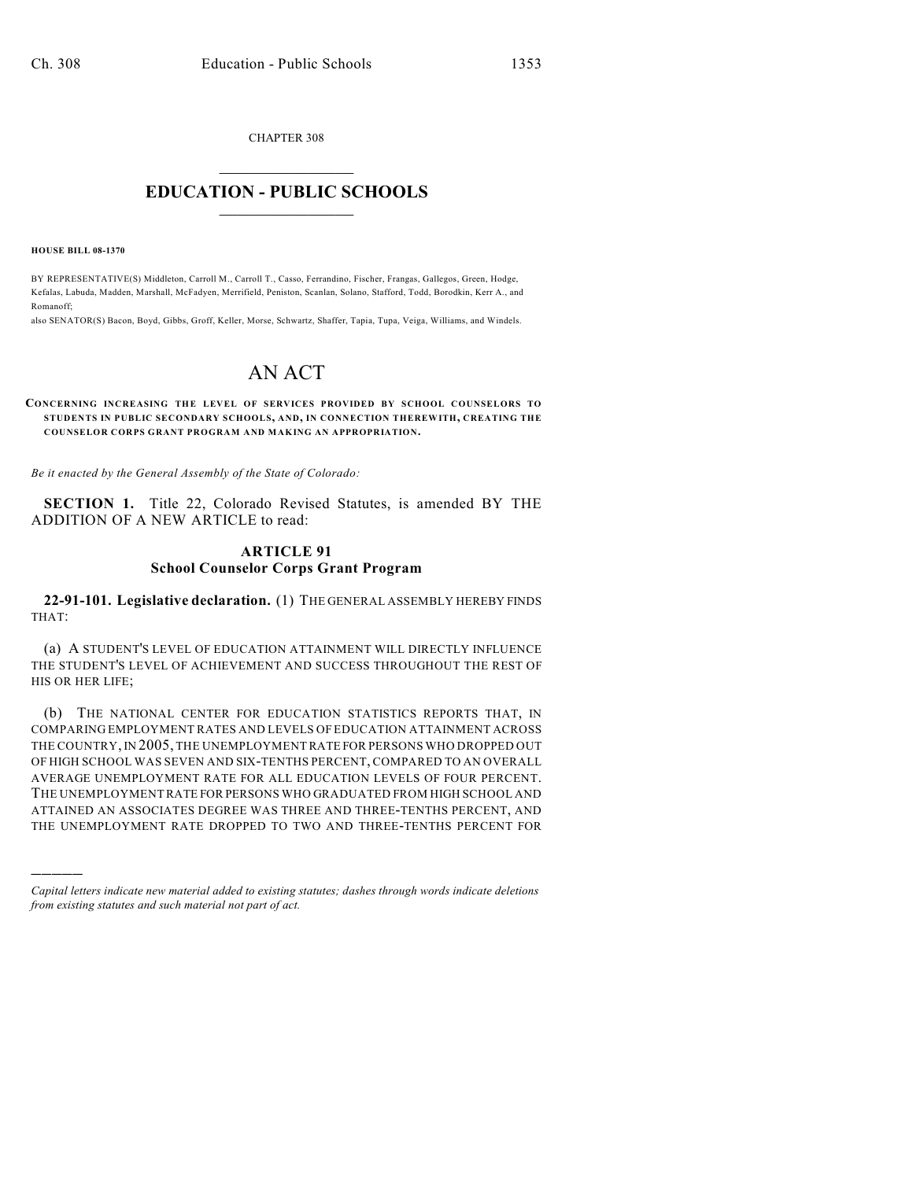CHAPTER 308

# EDUCATION - PUBLIC SCHOOLS

**HOUSE BILL 08-1370**

BY REPRESENTATIVE(S) Middleton, Carroll M., Carroll T., Casso, Ferrandino, Fischer, Frangas, Gallegos, Green, Hodge, Kefalas, Labuda, Madden, Marshall, McFadyen, Merrifield, Peniston, Scanlan, Solano, Stafford, Todd, Borodkin, Kerr A., and Romanoff;

also SENATOR(S) Bacon, Boyd, Gibbs, Groff, Keller, Morse, Schwartz, Shaffer, Tapia, Tupa, Veiga, Williams, and Windels.

# AN ACT

**CONCERNING INCREASING THE LEVEL OF SERVICES PROVIDED BY SCHOOL COUNSELORS TO STUDENTS IN PUBLIC SECONDARY SCHOOLS, AND, IN CONNECTION THEREWITH, CREATING THE COUNSELOR CORPS GRANT PROGRAM AND MAKING AN APPROPRIATION.**

*Be it enacted by the General Assembly of the State of Colorado:*

**SECTION 1.** Title 22, Colorado Revised Statutes, is amended BY THE ADDITION OF A NEW ARTICLE to read:

## ARTICLE 91
## School Counselor Corps Grant Program

**22-91-101. Legislative declaration.** (1) THE GENERAL ASSEMBLY HEREBY FINDS THAT:

(a) A STUDENT'S LEVEL OF EDUCATION ATTAINMENT WILL DIRECTLY INFLUENCE THE STUDENT'S LEVEL OF ACHIEVEMENT AND SUCCESS THROUGHOUT THE REST OF HIS OR HER LIFE;

(b) THE NATIONAL CENTER FOR EDUCATION STATISTICS REPORTS THAT, IN COMPARING EMPLOYMENT RATES AND LEVELS OF EDUCATION ATTAINMENT ACROSS THE COUNTRY, IN 2005, THE UNEMPLOYMENT RATE FOR PERSONS WHO DROPPED OUT OF HIGH SCHOOL WAS SEVEN AND SIX-TENTHS PERCENT, COMPARED TO AN OVERALL AVERAGE UNEMPLOYMENT RATE FOR ALL EDUCATION LEVELS OF FOUR PERCENT. THE UNEMPLOYMENT RATE FOR PERSONS WHO GRADUATED FROM HIGH SCHOOL AND ATTAINED AN ASSOCIATES DEGREE WAS THREE AND THREE-TENTHS PERCENT, AND THE UNEMPLOYMENT RATE DROPPED TO TWO AND THREE-TENTHS PERCENT FOR

---

*Capital letters indicate new material added to existing statutes; dashes through words indicate deletions from existing statutes and such material not part of act.*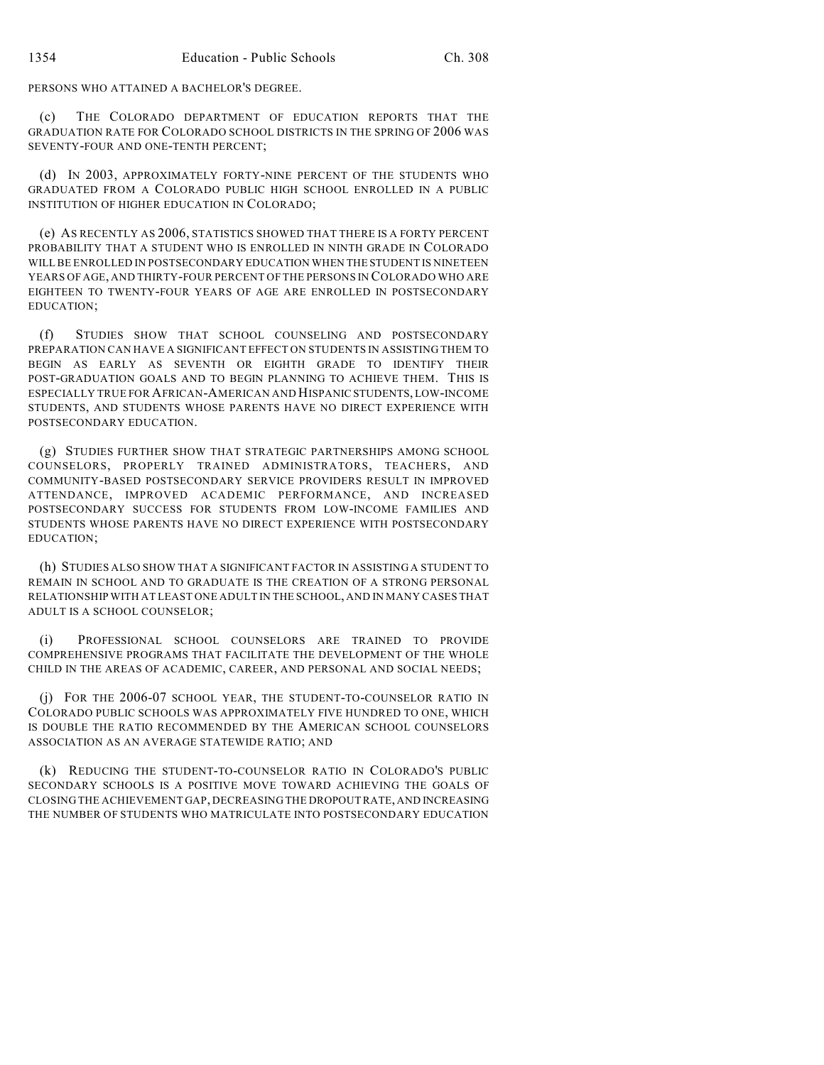PERSONS WHO ATTAINED A BACHELOR'S DEGREE.

(c) THE COLORADO DEPARTMENT OF EDUCATION REPORTS THAT THE GRADUATION RATE FOR COLORADO SCHOOL DISTRICTS IN THE SPRING OF 2006 WAS SEVENTY-FOUR AND ONE-TENTH PERCENT;

(d) IN 2003, APPROXIMATELY FORTY-NINE PERCENT OF THE STUDENTS WHO GRADUATED FROM A COLORADO PUBLIC HIGH SCHOOL ENROLLED IN A PUBLIC INSTITUTION OF HIGHER EDUCATION IN COLORADO;

(e) AS RECENTLY AS 2006, STATISTICS SHOWED THAT THERE IS A FORTY PERCENT PROBABILITY THAT A STUDENT WHO IS ENROLLED IN NINTH GRADE IN COLORADO WILL BE ENROLLED IN POSTSECONDARY EDUCATION WHEN THE STUDENT IS NINETEEN YEARS OF AGE, AND THIRTY-FOUR PERCENT OF THE PERSONS IN COLORADO WHO ARE EIGHTEEN TO TWENTY-FOUR YEARS OF AGE ARE ENROLLED IN POSTSECONDARY EDUCATION;

(f) STUDIES SHOW THAT SCHOOL COUNSELING AND POSTSECONDARY PREPARATION CAN HAVE A SIGNIFICANT EFFECT ON STUDENTS IN ASSISTING THEM TO BEGIN AS EARLY AS SEVENTH OR EIGHTH GRADE TO IDENTIFY THEIR POST-GRADUATION GOALS AND TO BEGIN PLANNING TO ACHIEVE THEM. THIS IS ESPECIALLY TRUE FOR AFRICAN-AMERICAN AND HISPANIC STUDENTS, LOW-INCOME STUDENTS, AND STUDENTS WHOSE PARENTS HAVE NO DIRECT EXPERIENCE WITH POSTSECONDARY EDUCATION.

(g) STUDIES FURTHER SHOW THAT STRATEGIC PARTNERSHIPS AMONG SCHOOL COUNSELORS, PROPERLY TRAINED ADMINISTRATORS, TEACHERS, AND COMMUNITY-BASED POSTSECONDARY SERVICE PROVIDERS RESULT IN IMPROVED ATTENDANCE, IMPROVED ACADEMIC PERFORMANCE, AND INCREASED POSTSECONDARY SUCCESS FOR STUDENTS FROM LOW-INCOME FAMILIES AND STUDENTS WHOSE PARENTS HAVE NO DIRECT EXPERIENCE WITH POSTSECONDARY EDUCATION;

(h) STUDIES ALSO SHOW THAT A SIGNIFICANT FACTOR IN ASSISTING A STUDENT TO REMAIN IN SCHOOL AND TO GRADUATE IS THE CREATION OF A STRONG PERSONAL RELATIONSHIP WITH AT LEAST ONE ADULT IN THE SCHOOL, AND IN MANY CASES THAT ADULT IS A SCHOOL COUNSELOR;

(i) PROFESSIONAL SCHOOL COUNSELORS ARE TRAINED TO PROVIDE COMPREHENSIVE PROGRAMS THAT FACILITATE THE DEVELOPMENT OF THE WHOLE CHILD IN THE AREAS OF ACADEMIC, CAREER, AND PERSONAL AND SOCIAL NEEDS;

(j) FOR THE 2006-07 SCHOOL YEAR, THE STUDENT-TO-COUNSELOR RATIO IN COLORADO PUBLIC SCHOOLS WAS APPROXIMATELY FIVE HUNDRED TO ONE, WHICH IS DOUBLE THE RATIO RECOMMENDED BY THE AMERICAN SCHOOL COUNSELORS ASSOCIATION AS AN AVERAGE STATEWIDE RATIO; AND

(k) REDUCING THE STUDENT-TO-COUNSELOR RATIO IN COLORADO'S PUBLIC SECONDARY SCHOOLS IS A POSITIVE MOVE TOWARD ACHIEVING THE GOALS OF CLOSING THE ACHIEVEMENT GAP, DECREASING THE DROPOUT RATE, AND INCREASING THE NUMBER OF STUDENTS WHO MATRICULATE INTO POSTSECONDARY EDUCATION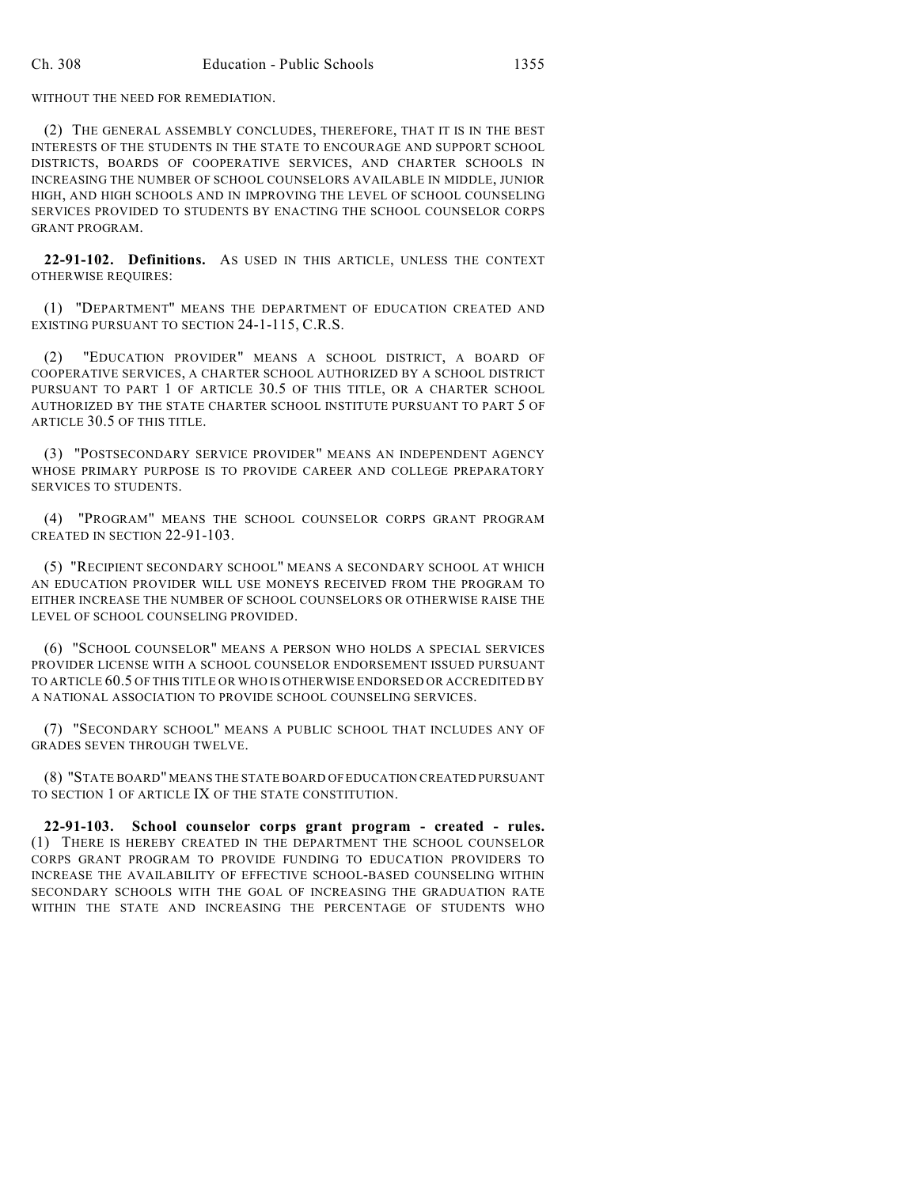WITHOUT THE NEED FOR REMEDIATION.

(2) THE GENERAL ASSEMBLY CONCLUDES, THEREFORE, THAT IT IS IN THE BEST INTERESTS OF THE STUDENTS IN THE STATE TO ENCOURAGE AND SUPPORT SCHOOL DISTRICTS, BOARDS OF COOPERATIVE SERVICES, AND CHARTER SCHOOLS IN INCREASING THE NUMBER OF SCHOOL COUNSELORS AVAILABLE IN MIDDLE, JUNIOR HIGH, AND HIGH SCHOOLS AND IN IMPROVING THE LEVEL OF SCHOOL COUNSELING SERVICES PROVIDED TO STUDENTS BY ENACTING THE SCHOOL COUNSELOR CORPS GRANT PROGRAM.

**22-91-102. Definitions.** AS USED IN THIS ARTICLE, UNLESS THE CONTEXT OTHERWISE REQUIRES:

(1) "DEPARTMENT" MEANS THE DEPARTMENT OF EDUCATION CREATED AND EXISTING PURSUANT TO SECTION 24-1-115, C.R.S.

(2) "EDUCATION PROVIDER" MEANS A SCHOOL DISTRICT, A BOARD OF COOPERATIVE SERVICES, A CHARTER SCHOOL AUTHORIZED BY A SCHOOL DISTRICT PURSUANT TO PART 1 OF ARTICLE 30.5 OF THIS TITLE, OR A CHARTER SCHOOL AUTHORIZED BY THE STATE CHARTER SCHOOL INSTITUTE PURSUANT TO PART 5 OF ARTICLE 30.5 OF THIS TITLE.

(3) "POSTSECONDARY SERVICE PROVIDER" MEANS AN INDEPENDENT AGENCY WHOSE PRIMARY PURPOSE IS TO PROVIDE CAREER AND COLLEGE PREPARATORY SERVICES TO STUDENTS.

(4) "PROGRAM" MEANS THE SCHOOL COUNSELOR CORPS GRANT PROGRAM CREATED IN SECTION 22-91-103.

(5) "RECIPIENT SECONDARY SCHOOL" MEANS A SECONDARY SCHOOL AT WHICH AN EDUCATION PROVIDER WILL USE MONEYS RECEIVED FROM THE PROGRAM TO EITHER INCREASE THE NUMBER OF SCHOOL COUNSELORS OR OTHERWISE RAISE THE LEVEL OF SCHOOL COUNSELING PROVIDED.

(6) "SCHOOL COUNSELOR" MEANS A PERSON WHO HOLDS A SPECIAL SERVICES PROVIDER LICENSE WITH A SCHOOL COUNSELOR ENDORSEMENT ISSUED PURSUANT TO ARTICLE 60.5 OF THIS TITLE OR WHO IS OTHERWISE ENDORSED OR ACCREDITED BY A NATIONAL ASSOCIATION TO PROVIDE SCHOOL COUNSELING SERVICES.

(7) "SECONDARY SCHOOL" MEANS A PUBLIC SCHOOL THAT INCLUDES ANY OF GRADES SEVEN THROUGH TWELVE.

(8) "STATE BOARD" MEANS THE STATE BOARD OF EDUCATION CREATED PURSUANT TO SECTION 1 OF ARTICLE IX OF THE STATE CONSTITUTION.

**22-91-103. School counselor corps grant program - created - rules.** (1) THERE IS HEREBY CREATED IN THE DEPARTMENT THE SCHOOL COUNSELOR CORPS GRANT PROGRAM TO PROVIDE FUNDING TO EDUCATION PROVIDERS TO INCREASE THE AVAILABILITY OF EFFECTIVE SCHOOL-BASED COUNSELING WITHIN SECONDARY SCHOOLS WITH THE GOAL OF INCREASING THE GRADUATION RATE WITHIN THE STATE AND INCREASING THE PERCENTAGE OF STUDENTS WHO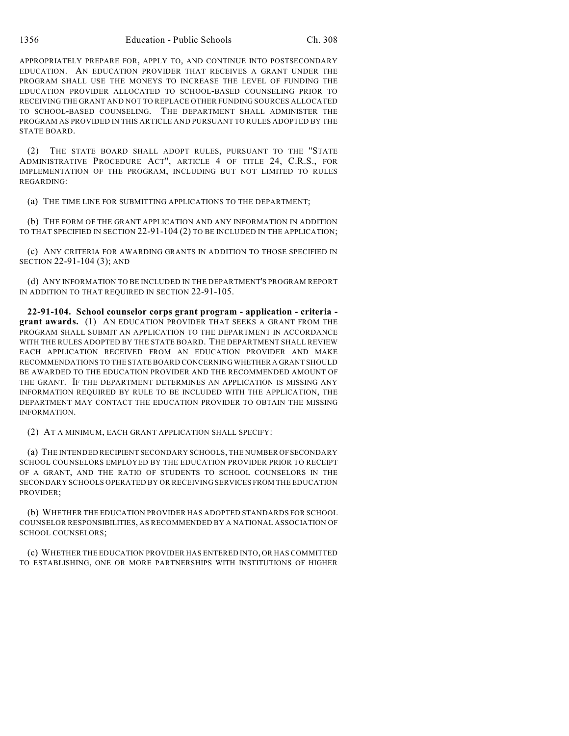APPROPRIATELY PREPARE FOR, APPLY TO, AND CONTINUE INTO POSTSECONDARY EDUCATION. AN EDUCATION PROVIDER THAT RECEIVES A GRANT UNDER THE PROGRAM SHALL USE THE MONEYS TO INCREASE THE LEVEL OF FUNDING THE EDUCATION PROVIDER ALLOCATED TO SCHOOL-BASED COUNSELING PRIOR TO RECEIVING THE GRANT AND NOT TO REPLACE OTHER FUNDING SOURCES ALLOCATED TO SCHOOL-BASED COUNSELING. THE DEPARTMENT SHALL ADMINISTER THE PROGRAM AS PROVIDED IN THIS ARTICLE AND PURSUANT TO RULES ADOPTED BY THE STATE BOARD.

(2) THE STATE BOARD SHALL ADOPT RULES, PURSUANT TO THE "STATE ADMINISTRATIVE PROCEDURE ACT", ARTICLE 4 OF TITLE 24, C.R.S., FOR IMPLEMENTATION OF THE PROGRAM, INCLUDING BUT NOT LIMITED TO RULES REGARDING:

(a) THE TIME LINE FOR SUBMITTING APPLICATIONS TO THE DEPARTMENT;

(b) THE FORM OF THE GRANT APPLICATION AND ANY INFORMATION IN ADDITION TO THAT SPECIFIED IN SECTION 22-91-104 (2) TO BE INCLUDED IN THE APPLICATION;

(c) ANY CRITERIA FOR AWARDING GRANTS IN ADDITION TO THOSE SPECIFIED IN SECTION 22-91-104 (3); AND

(d) ANY INFORMATION TO BE INCLUDED IN THE DEPARTMENT'S PROGRAM REPORT IN ADDITION TO THAT REQUIRED IN SECTION 22-91-105.

**22-91-104. School counselor corps grant program - application - criteria - grant awards.** (1) AN EDUCATION PROVIDER THAT SEEKS A GRANT FROM THE PROGRAM SHALL SUBMIT AN APPLICATION TO THE DEPARTMENT IN ACCORDANCE WITH THE RULES ADOPTED BY THE STATE BOARD. THE DEPARTMENT SHALL REVIEW EACH APPLICATION RECEIVED FROM AN EDUCATION PROVIDER AND MAKE RECOMMENDATIONS TO THE STATE BOARD CONCERNING WHETHER A GRANT SHOULD BE AWARDED TO THE EDUCATION PROVIDER AND THE RECOMMENDED AMOUNT OF THE GRANT. IF THE DEPARTMENT DETERMINES AN APPLICATION IS MISSING ANY INFORMATION REQUIRED BY RULE TO BE INCLUDED WITH THE APPLICATION, THE DEPARTMENT MAY CONTACT THE EDUCATION PROVIDER TO OBTAIN THE MISSING INFORMATION.

(2) AT A MINIMUM, EACH GRANT APPLICATION SHALL SPECIFY:

(a) THE INTENDED RECIPIENT SECONDARY SCHOOLS, THE NUMBER OF SECONDARY SCHOOL COUNSELORS EMPLOYED BY THE EDUCATION PROVIDER PRIOR TO RECEIPT OF A GRANT, AND THE RATIO OF STUDENTS TO SCHOOL COUNSELORS IN THE SECONDARY SCHOOLS OPERATED BY OR RECEIVING SERVICES FROM THE EDUCATION PROVIDER;

(b) WHETHER THE EDUCATION PROVIDER HAS ADOPTED STANDARDS FOR SCHOOL COUNSELOR RESPONSIBILITIES, AS RECOMMENDED BY A NATIONAL ASSOCIATION OF SCHOOL COUNSELORS;

(c) WHETHER THE EDUCATION PROVIDER HAS ENTERED INTO, OR HAS COMMITTED TO ESTABLISHING, ONE OR MORE PARTNERSHIPS WITH INSTITUTIONS OF HIGHER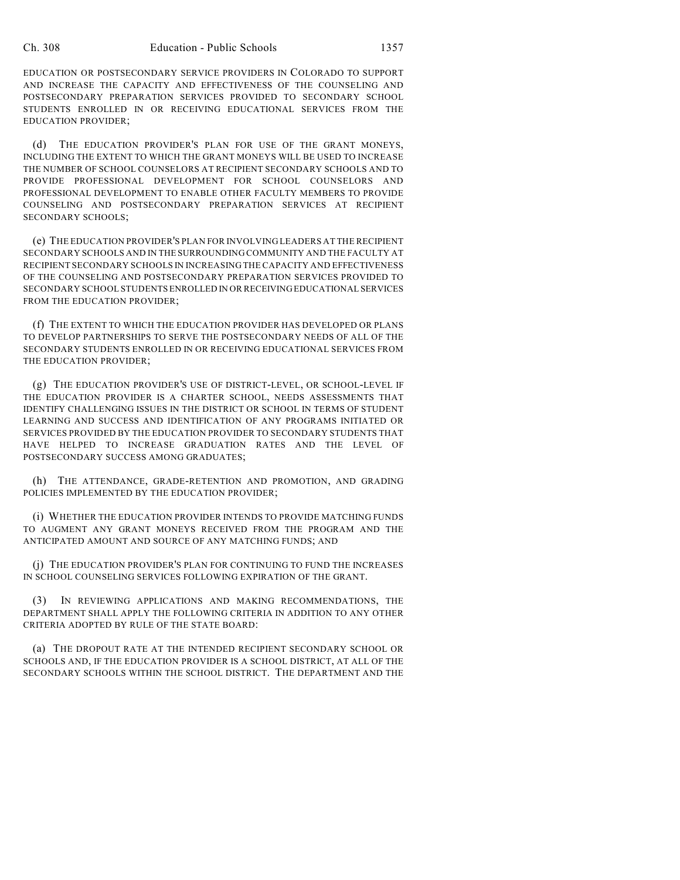EDUCATION OR POSTSECONDARY SERVICE PROVIDERS IN COLORADO TO SUPPORT AND INCREASE THE CAPACITY AND EFFECTIVENESS OF THE COUNSELING AND POSTSECONDARY PREPARATION SERVICES PROVIDED TO SECONDARY SCHOOL STUDENTS ENROLLED IN OR RECEIVING EDUCATIONAL SERVICES FROM THE EDUCATION PROVIDER;

(d) THE EDUCATION PROVIDER'S PLAN FOR USE OF THE GRANT MONEYS, INCLUDING THE EXTENT TO WHICH THE GRANT MONEYS WILL BE USED TO INCREASE THE NUMBER OF SCHOOL COUNSELORS AT RECIPIENT SECONDARY SCHOOLS AND TO PROVIDE PROFESSIONAL DEVELOPMENT FOR SCHOOL COUNSELORS AND PROFESSIONAL DEVELOPMENT TO ENABLE OTHER FACULTY MEMBERS TO PROVIDE COUNSELING AND POSTSECONDARY PREPARATION SERVICES AT RECIPIENT SECONDARY SCHOOLS;

(e) THE EDUCATION PROVIDER'S PLAN FOR INVOLVING LEADERS AT THE RECIPIENT SECONDARY SCHOOLS AND IN THE SURROUNDING COMMUNITY AND THE FACULTY AT RECIPIENT SECONDARY SCHOOLS IN INCREASING THE CAPACITY AND EFFECTIVENESS OF THE COUNSELING AND POSTSECONDARY PREPARATION SERVICES PROVIDED TO SECONDARY SCHOOL STUDENTS ENROLLED IN OR RECEIVING EDUCATIONAL SERVICES FROM THE EDUCATION PROVIDER;

(f) THE EXTENT TO WHICH THE EDUCATION PROVIDER HAS DEVELOPED OR PLANS TO DEVELOP PARTNERSHIPS TO SERVE THE POSTSECONDARY NEEDS OF ALL OF THE SECONDARY STUDENTS ENROLLED IN OR RECEIVING EDUCATIONAL SERVICES FROM THE EDUCATION PROVIDER;

(g) THE EDUCATION PROVIDER'S USE OF DISTRICT-LEVEL, OR SCHOOL-LEVEL IF THE EDUCATION PROVIDER IS A CHARTER SCHOOL, NEEDS ASSESSMENTS THAT IDENTIFY CHALLENGING ISSUES IN THE DISTRICT OR SCHOOL IN TERMS OF STUDENT LEARNING AND SUCCESS AND IDENTIFICATION OF ANY PROGRAMS INITIATED OR SERVICES PROVIDED BY THE EDUCATION PROVIDER TO SECONDARY STUDENTS THAT HAVE HELPED TO INCREASE GRADUATION RATES AND THE LEVEL OF POSTSECONDARY SUCCESS AMONG GRADUATES;

(h) THE ATTENDANCE, GRADE-RETENTION AND PROMOTION, AND GRADING POLICIES IMPLEMENTED BY THE EDUCATION PROVIDER;

(i) WHETHER THE EDUCATION PROVIDER INTENDS TO PROVIDE MATCHING FUNDS TO AUGMENT ANY GRANT MONEYS RECEIVED FROM THE PROGRAM AND THE ANTICIPATED AMOUNT AND SOURCE OF ANY MATCHING FUNDS; AND

(j) THE EDUCATION PROVIDER'S PLAN FOR CONTINUING TO FUND THE INCREASES IN SCHOOL COUNSELING SERVICES FOLLOWING EXPIRATION OF THE GRANT.

(3) IN REVIEWING APPLICATIONS AND MAKING RECOMMENDATIONS, THE DEPARTMENT SHALL APPLY THE FOLLOWING CRITERIA IN ADDITION TO ANY OTHER CRITERIA ADOPTED BY RULE OF THE STATE BOARD:

(a) THE DROPOUT RATE AT THE INTENDED RECIPIENT SECONDARY SCHOOL OR SCHOOLS AND, IF THE EDUCATION PROVIDER IS A SCHOOL DISTRICT, AT ALL OF THE SECONDARY SCHOOLS WITHIN THE SCHOOL DISTRICT. THE DEPARTMENT AND THE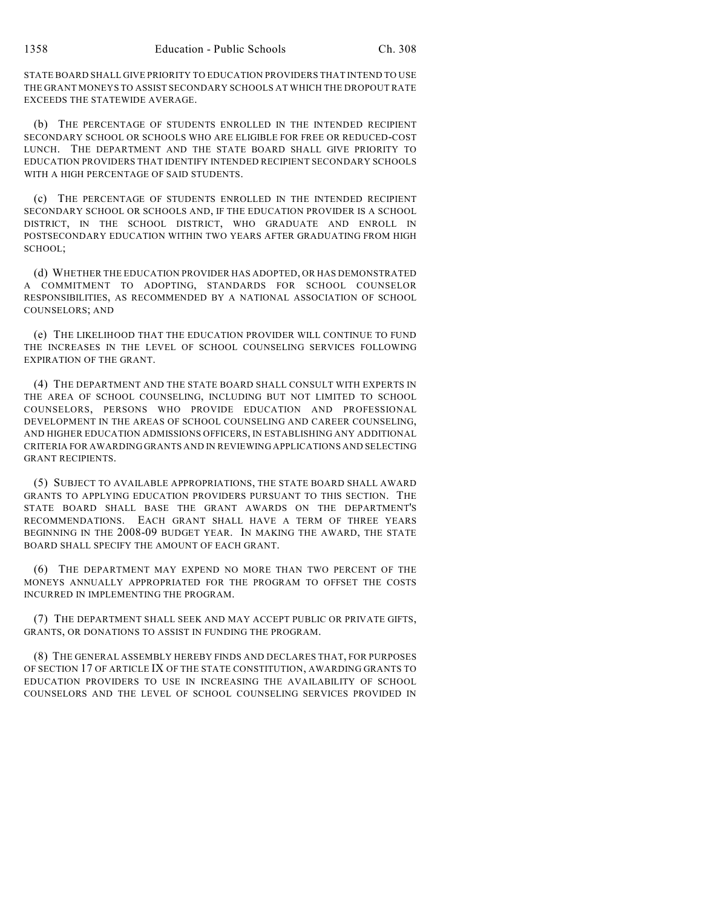STATE BOARD SHALL GIVE PRIORITY TO EDUCATION PROVIDERS THAT INTEND TO USE THE GRANT MONEYS TO ASSIST SECONDARY SCHOOLS AT WHICH THE DROPOUT RATE EXCEEDS THE STATEWIDE AVERAGE.

(b) THE PERCENTAGE OF STUDENTS ENROLLED IN THE INTENDED RECIPIENT SECONDARY SCHOOL OR SCHOOLS WHO ARE ELIGIBLE FOR FREE OR REDUCED-COST LUNCH. THE DEPARTMENT AND THE STATE BOARD SHALL GIVE PRIORITY TO EDUCATION PROVIDERS THAT IDENTIFY INTENDED RECIPIENT SECONDARY SCHOOLS WITH A HIGH PERCENTAGE OF SAID STUDENTS.

(c) THE PERCENTAGE OF STUDENTS ENROLLED IN THE INTENDED RECIPIENT SECONDARY SCHOOL OR SCHOOLS AND, IF THE EDUCATION PROVIDER IS A SCHOOL DISTRICT, IN THE SCHOOL DISTRICT, WHO GRADUATE AND ENROLL IN POSTSECONDARY EDUCATION WITHIN TWO YEARS AFTER GRADUATING FROM HIGH SCHOOL;

(d) WHETHER THE EDUCATION PROVIDER HAS ADOPTED, OR HAS DEMONSTRATED A COMMITMENT TO ADOPTING, STANDARDS FOR SCHOOL COUNSELOR RESPONSIBILITIES, AS RECOMMENDED BY A NATIONAL ASSOCIATION OF SCHOOL COUNSELORS; AND

(e) THE LIKELIHOOD THAT THE EDUCATION PROVIDER WILL CONTINUE TO FUND THE INCREASES IN THE LEVEL OF SCHOOL COUNSELING SERVICES FOLLOWING EXPIRATION OF THE GRANT.

(4) THE DEPARTMENT AND THE STATE BOARD SHALL CONSULT WITH EXPERTS IN THE AREA OF SCHOOL COUNSELING, INCLUDING BUT NOT LIMITED TO SCHOOL COUNSELORS, PERSONS WHO PROVIDE EDUCATION AND PROFESSIONAL DEVELOPMENT IN THE AREAS OF SCHOOL COUNSELING AND CAREER COUNSELING, AND HIGHER EDUCATION ADMISSIONS OFFICERS, IN ESTABLISHING ANY ADDITIONAL CRITERIA FOR AWARDING GRANTS AND IN REVIEWING APPLICATIONS AND SELECTING GRANT RECIPIENTS.

(5) SUBJECT TO AVAILABLE APPROPRIATIONS, THE STATE BOARD SHALL AWARD GRANTS TO APPLYING EDUCATION PROVIDERS PURSUANT TO THIS SECTION. THE STATE BOARD SHALL BASE THE GRANT AWARDS ON THE DEPARTMENT'S RECOMMENDATIONS. EACH GRANT SHALL HAVE A TERM OF THREE YEARS BEGINNING IN THE 2008-09 BUDGET YEAR. IN MAKING THE AWARD, THE STATE BOARD SHALL SPECIFY THE AMOUNT OF EACH GRANT.

(6) THE DEPARTMENT MAY EXPEND NO MORE THAN TWO PERCENT OF THE MONEYS ANNUALLY APPROPRIATED FOR THE PROGRAM TO OFFSET THE COSTS INCURRED IN IMPLEMENTING THE PROGRAM.

(7) THE DEPARTMENT SHALL SEEK AND MAY ACCEPT PUBLIC OR PRIVATE GIFTS, GRANTS, OR DONATIONS TO ASSIST IN FUNDING THE PROGRAM.

(8) THE GENERAL ASSEMBLY HEREBY FINDS AND DECLARES THAT, FOR PURPOSES OF SECTION 17 OF ARTICLE IX OF THE STATE CONSTITUTION, AWARDING GRANTS TO EDUCATION PROVIDERS TO USE IN INCREASING THE AVAILABILITY OF SCHOOL COUNSELORS AND THE LEVEL OF SCHOOL COUNSELING SERVICES PROVIDED IN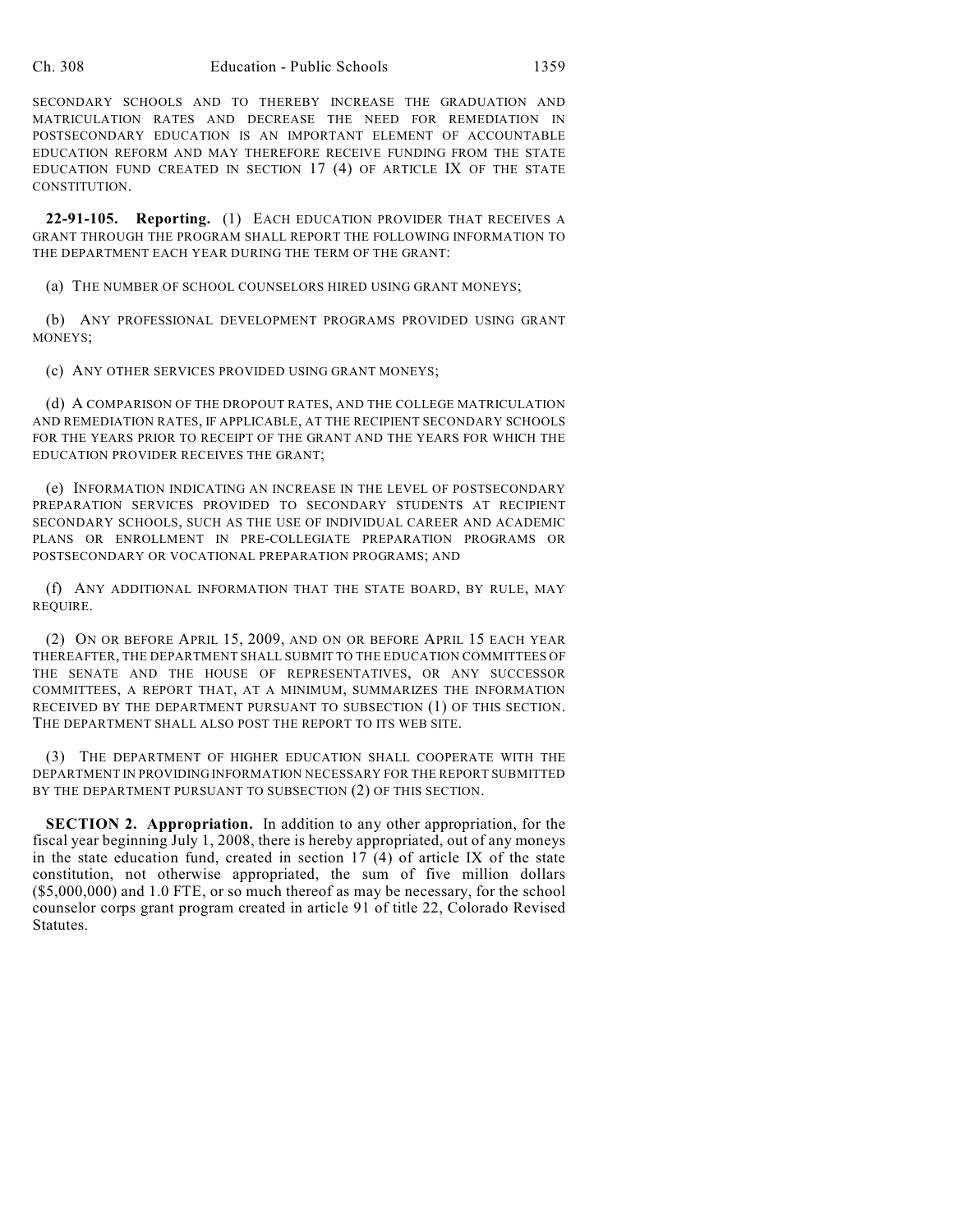SECONDARY SCHOOLS AND TO THEREBY INCREASE THE GRADUATION AND MATRICULATION RATES AND DECREASE THE NEED FOR REMEDIATION IN POSTSECONDARY EDUCATION IS AN IMPORTANT ELEMENT OF ACCOUNTABLE EDUCATION REFORM AND MAY THEREFORE RECEIVE FUNDING FROM THE STATE EDUCATION FUND CREATED IN SECTION 17 (4) OF ARTICLE IX OF THE STATE CONSTITUTION.

**22-91-105. Reporting.** (1) EACH EDUCATION PROVIDER THAT RECEIVES A GRANT THROUGH THE PROGRAM SHALL REPORT THE FOLLOWING INFORMATION TO THE DEPARTMENT EACH YEAR DURING THE TERM OF THE GRANT:

(a) THE NUMBER OF SCHOOL COUNSELORS HIRED USING GRANT MONEYS;

(b) ANY PROFESSIONAL DEVELOPMENT PROGRAMS PROVIDED USING GRANT MONEYS;

(c) ANY OTHER SERVICES PROVIDED USING GRANT MONEYS;

(d) A COMPARISON OF THE DROPOUT RATES, AND THE COLLEGE MATRICULATION AND REMEDIATION RATES, IF APPLICABLE, AT THE RECIPIENT SECONDARY SCHOOLS FOR THE YEARS PRIOR TO RECEIPT OF THE GRANT AND THE YEARS FOR WHICH THE EDUCATION PROVIDER RECEIVES THE GRANT;

(e) INFORMATION INDICATING AN INCREASE IN THE LEVEL OF POSTSECONDARY PREPARATION SERVICES PROVIDED TO SECONDARY STUDENTS AT RECIPIENT SECONDARY SCHOOLS, SUCH AS THE USE OF INDIVIDUAL CAREER AND ACADEMIC PLANS OR ENROLLMENT IN PRE-COLLEGIATE PREPARATION PROGRAMS OR POSTSECONDARY OR VOCATIONAL PREPARATION PROGRAMS; AND

(f) ANY ADDITIONAL INFORMATION THAT THE STATE BOARD, BY RULE, MAY REQUIRE.

(2) ON OR BEFORE APRIL 15, 2009, AND ON OR BEFORE APRIL 15 EACH YEAR THEREAFTER, THE DEPARTMENT SHALL SUBMIT TO THE EDUCATION COMMITTEES OF THE SENATE AND THE HOUSE OF REPRESENTATIVES, OR ANY SUCCESSOR COMMITTEES, A REPORT THAT, AT A MINIMUM, SUMMARIZES THE INFORMATION RECEIVED BY THE DEPARTMENT PURSUANT TO SUBSECTION (1) OF THIS SECTION. THE DEPARTMENT SHALL ALSO POST THE REPORT TO ITS WEB SITE.

(3) THE DEPARTMENT OF HIGHER EDUCATION SHALL COOPERATE WITH THE DEPARTMENT IN PROVIDING INFORMATION NECESSARY FOR THE REPORT SUBMITTED BY THE DEPARTMENT PURSUANT TO SUBSECTION (2) OF THIS SECTION.

**SECTION 2. Appropriation.** In addition to any other appropriation, for the fiscal year beginning July 1, 2008, there is hereby appropriated, out of any moneys in the state education fund, created in section 17 (4) of article IX of the state constitution, not otherwise appropriated, the sum of five million dollars ($5,000,000) and 1.0 FTE, or so much thereof as may be necessary, for the school counselor corps grant program created in article 91 of title 22, Colorado Revised Statutes.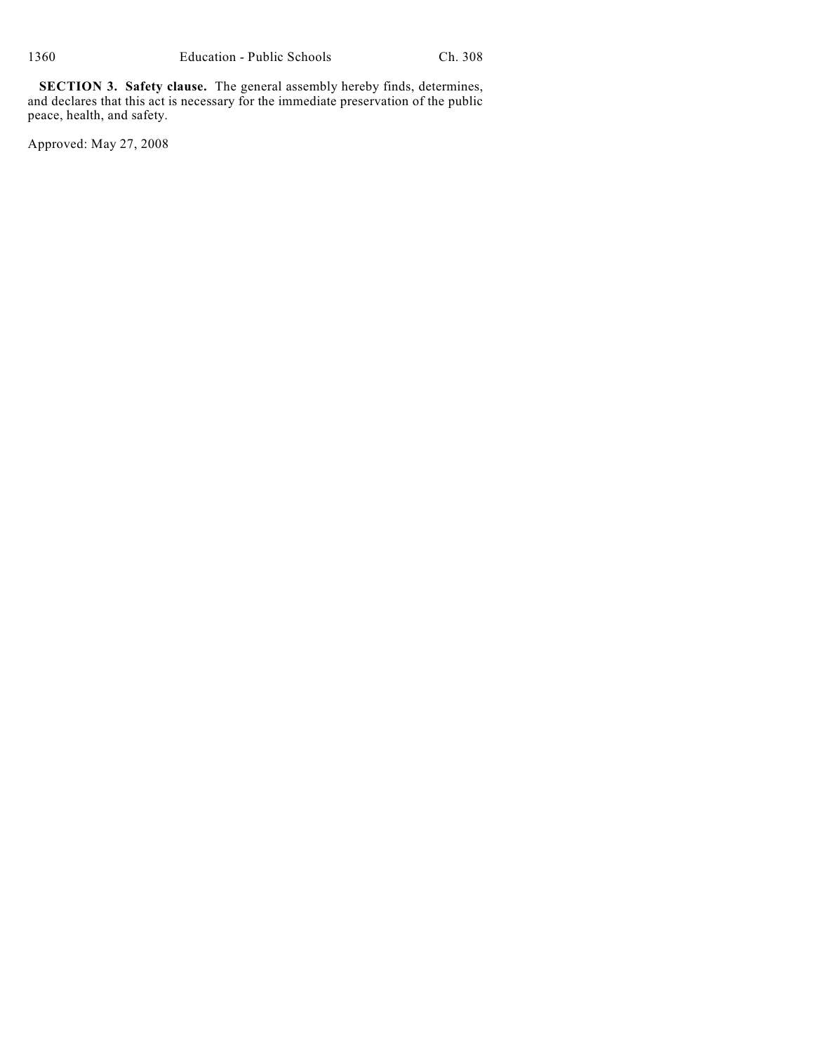**SECTION 3. Safety clause.** The general assembly hereby finds, determines, and declares that this act is necessary for the immediate preservation of the public peace, health, and safety.

Approved: May 27, 2008